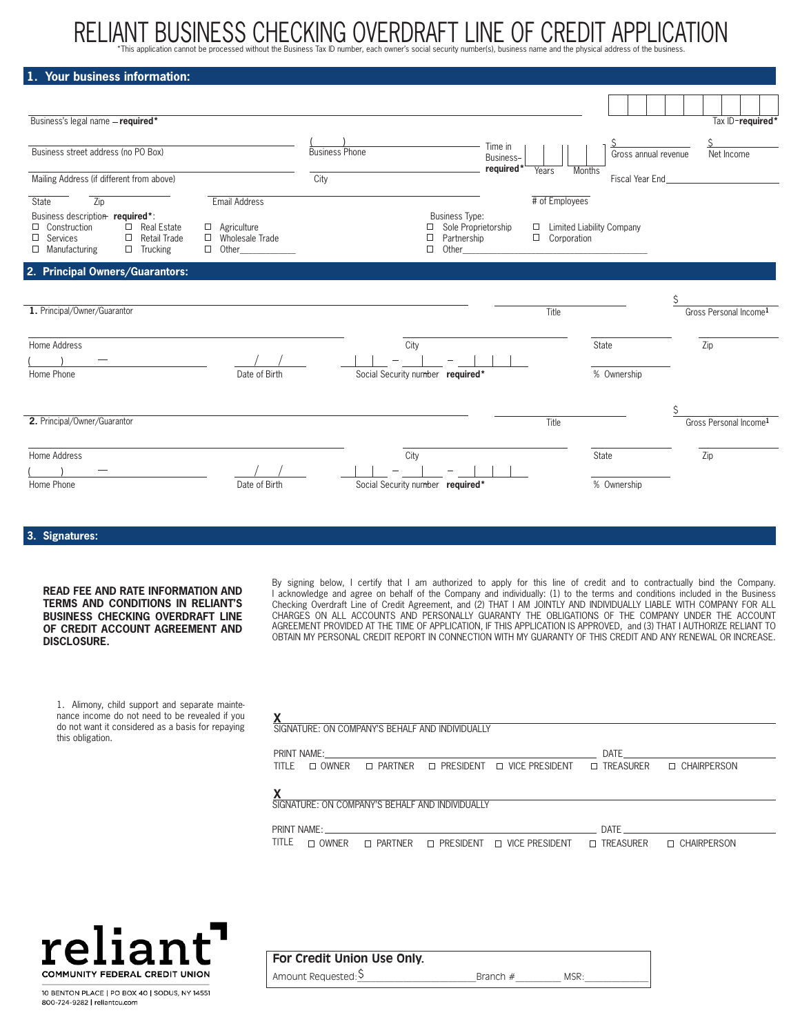# RELIANT BUSINESS CHECKING OVERDRAFT LINE OF CREDIT APPLICATION

*This application cannot be processed without the Business Tax ID number, each owner's social security number(s), business name and the physical address of the business.

## 1. Your business information:

Business's legal name – **required***

Tax ID–**required***

Business street address (no PO Box)

( ) Business Phone

Time in Business–**required*** Years Months

$ Gross annual revenue

$ Net Income

Mailing Address (if different from above)

City

Fiscal Year End

State Zip

Email Address

# of Employees

Business description– **required***:

- ☐ Construction
- ☐ Real Estate
- ☐ Agriculture
- ☐ Services
- ☐ Retail Trade
- ☐ Wholesale Trade
- ☐ Manufacturing
- ☐ Trucking
- ☐ Other___________

Business Type:

- ☐ Sole Proprietorship
- ☐ Limited Liability Company
- ☐ Partnership
- ☐ Corporation
- ☐ Other___________

## 2. Principal Owners/Guarantors:

**1.** Principal/Owner/Guarantor

Title

$ Gross Personal Income[1]

Home Address

City

State

Zip

( ) — Home Phone

/ / Date of Birth

– – Social Security number **required***

% Ownership

**2.** Principal/Owner/Guarantor

Title

$ Gross Personal Income[1]

Home Address

City

State

Zip

( ) — Home Phone

/ / Date of Birth

– – Social Security number **required***

% Ownership

## 3. Signatures:

**READ FEE AND RATE INFORMATION AND TERMS AND CONDITIONS IN RELIANT'S BUSINESS CHECKING OVERDRAFT LINE OF CREDIT ACCOUNT AGREEMENT AND DISCLOSURE.**

By signing below, I certify that I am authorized to apply for this line of credit and to contractually bind the Company. I acknowledge and agree on behalf of the Company and individually: (1) to the terms and conditions included in the Business Checking Overdraft Line of Credit Agreement, and (2) THAT I AM JOINTLY AND INDIVIDUALLY LIABLE WITH COMPANY FOR ALL CHARGES ON ALL ACCOUNTS AND PERSONALLY GUARANTY THE OBLIGATIONS OF THE COMPANY UNDER THE ACCOUNT AGREEMENT PROVIDED AT THE TIME OF APPLICATION, IF THIS APPLICATION IS APPROVED, and (3) THAT I AUTHORIZE RELIANT TO OBTAIN MY PERSONAL CREDIT REPORT IN CONNECTION WITH MY GUARANTY OF THIS CREDIT AND ANY RENEWAL OR INCREASE.

1. Alimony, child support and separate maintenance income do not need to be revealed if you do not want it considered as a basis for repaying this obligation.

**X**
SIGNATURE: ON COMPANY'S BEHALF AND INDIVIDUALLY

PRINT NAME: DATE

TITLE ☐ OWNER ☐ PARTNER ☐ PRESIDENT ☐ VICE PRESIDENT ☐ TREASURER ☐ CHAIRPERSON

**X**
SIGNATURE: ON COMPANY'S BEHALF AND INDIVIDUALLY

PRINT NAME: DATE

TITLE ☐ OWNER ☐ PARTNER ☐ PRESIDENT ☐ VICE PRESIDENT ☐ TREASURER ☐ CHAIRPERSON

reliant
COMMUNITY FEDERAL CREDIT UNION

10 BENTON PLACE | PO BOX 40 | SODUS, NY 14551
800-724-9282 | reliantcu.com

**For Credit Union Use Only.**

Amount Requested: $ Branch # MSR: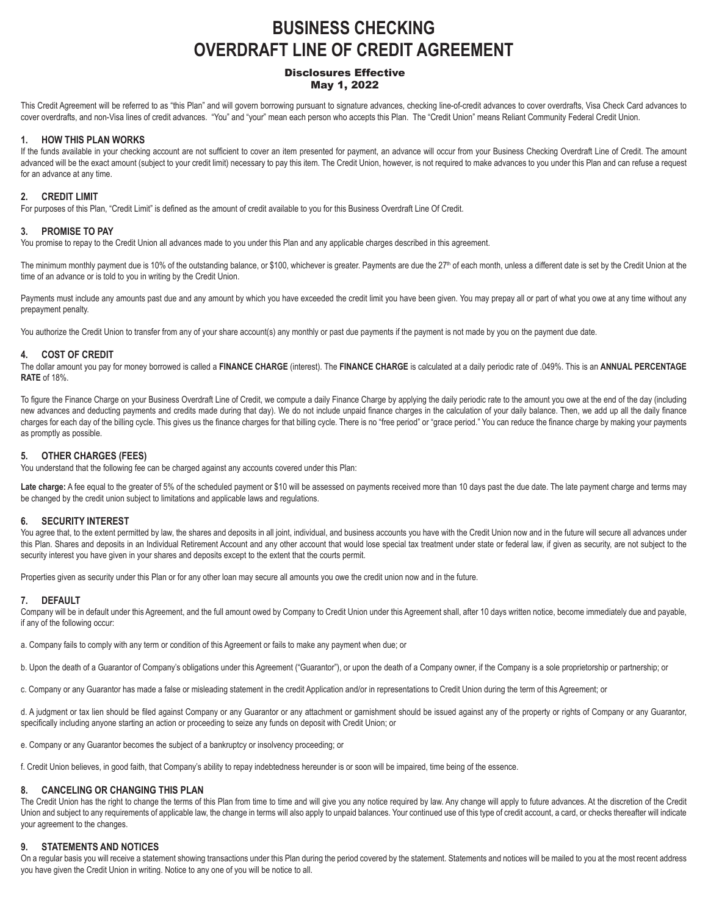# BUSINESS CHECKING OVERDRAFT LINE OF CREDIT AGREEMENT

### Disclosures Effective May 1, 2022

This Credit Agreement will be referred to as "this Plan" and will govern borrowing pursuant to signature advances, checking line-of-credit advances to cover overdrafts, Visa Check Card advances to cover overdrafts, and non-Visa lines of credit advances. "You" and "your" mean each person who accepts this Plan. The "Credit Union" means Reliant Community Federal Credit Union.

## 1. HOW THIS PLAN WORKS

If the funds available in your checking account are not sufficient to cover an item presented for payment, an advance will occur from your Business Checking Overdraft Line of Credit. The amount advanced will be the exact amount (subject to your credit limit) necessary to pay this item. The Credit Union, however, is not required to make advances to you under this Plan and can refuse a request for an advance at any time.

## 2. CREDIT LIMIT

For purposes of this Plan, "Credit Limit" is defined as the amount of credit available to you for this Business Overdraft Line Of Credit.

## 3. PROMISE TO PAY

You promise to repay to the Credit Union all advances made to you under this Plan and any applicable charges described in this agreement.

The minimum monthly payment due is 10% of the outstanding balance, or $100, whichever is greater. Payments are due the 27th of each month, unless a different date is set by the Credit Union at the time of an advance or is told to you in writing by the Credit Union.

Payments must include any amounts past due and any amount by which you have exceeded the credit limit you have been given. You may prepay all or part of what you owe at any time without any prepayment penalty.

You authorize the Credit Union to transfer from any of your share account(s) any monthly or past due payments if the payment is not made by you on the payment due date.

## 4. COST OF CREDIT

The dollar amount you pay for money borrowed is called a **FINANCE CHARGE** (interest). The **FINANCE CHARGE** is calculated at a daily periodic rate of .049%. This is an **ANNUAL PERCENTAGE RATE** of 18%.

To figure the Finance Charge on your Business Overdraft Line of Credit, we compute a daily Finance Charge by applying the daily periodic rate to the amount you owe at the end of the day (including new advances and deducting payments and credits made during that day). We do not include unpaid finance charges in the calculation of your daily balance. Then, we add up all the daily finance charges for each day of the billing cycle. This gives us the finance charges for that billing cycle. There is no "free period" or "grace period." You can reduce the finance charge by making your payments as promptly as possible.

## 5. OTHER CHARGES (FEES)

You understand that the following fee can be charged against any accounts covered under this Plan:

**Late charge:** A fee equal to the greater of 5% of the scheduled payment or $10 will be assessed on payments received more than 10 days past the due date. The late payment charge and terms may be changed by the credit union subject to limitations and applicable laws and regulations.

## 6. SECURITY INTEREST

You agree that, to the extent permitted by law, the shares and deposits in all joint, individual, and business accounts you have with the Credit Union now and in the future will secure all advances under this Plan. Shares and deposits in an Individual Retirement Account and any other account that would lose special tax treatment under state or federal law, if given as security, are not subject to the security interest you have given in your shares and deposits except to the extent that the courts permit.

Properties given as security under this Plan or for any other loan may secure all amounts you owe the credit union now and in the future.

## 7. DEFAULT

Company will be in default under this Agreement, and the full amount owed by Company to Credit Union under this Agreement shall, after 10 days written notice, become immediately due and payable, if any of the following occur:

a. Company fails to comply with any term or condition of this Agreement or fails to make any payment when due; or

b. Upon the death of a Guarantor of Company's obligations under this Agreement ("Guarantor"), or upon the death of a Company owner, if the Company is a sole proprietorship or partnership; or

c. Company or any Guarantor has made a false or misleading statement in the credit Application and/or in representations to Credit Union during the term of this Agreement; or

d. A judgment or tax lien should be filed against Company or any Guarantor or any attachment or garnishment should be issued against any of the property or rights of Company or any Guarantor, specifically including anyone starting an action or proceeding to seize any funds on deposit with Credit Union; or

e. Company or any Guarantor becomes the subject of a bankruptcy or insolvency proceeding; or

f. Credit Union believes, in good faith, that Company's ability to repay indebtedness hereunder is or soon will be impaired, time being of the essence.

## 8. CANCELING OR CHANGING THIS PLAN

The Credit Union has the right to change the terms of this Plan from time to time and will give you any notice required by law. Any change will apply to future advances. At the discretion of the Credit Union and subject to any requirements of applicable law, the change in terms will also apply to unpaid balances. Your continued use of this type of credit account, a card, or checks thereafter will indicate your agreement to the changes.

## 9. STATEMENTS AND NOTICES

On a regular basis you will receive a statement showing transactions under this Plan during the period covered by the statement. Statements and notices will be mailed to you at the most recent address you have given the Credit Union in writing. Notice to any one of you will be notice to all.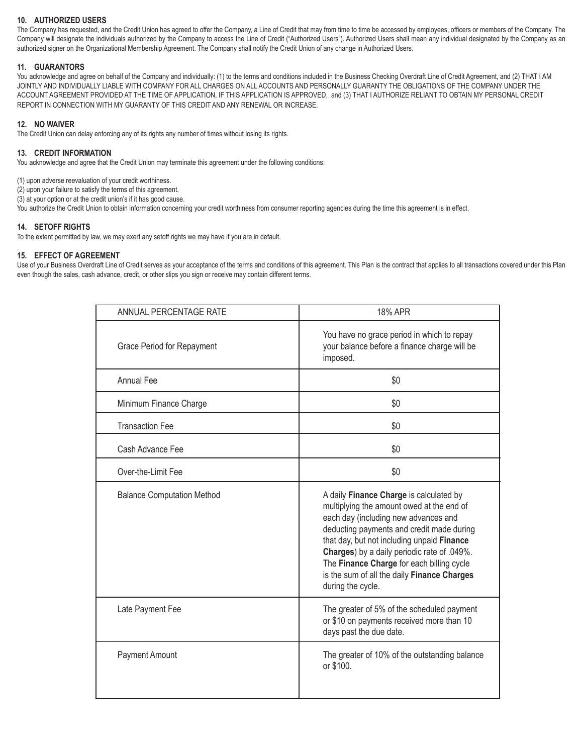### 10. AUTHORIZED USERS

The Company has requested, and the Credit Union has agreed to offer the Company, a Line of Credit that may from time to time be accessed by employees, officers or members of the Company. The Company will designate the individuals authorized by the Company to access the Line of Credit ("Authorized Users"). Authorized Users shall mean any individual designated by the Company as an authorized signer on the Organizational Membership Agreement. The Company shall notify the Credit Union of any change in Authorized Users.

### 11. GUARANTORS

You acknowledge and agree on behalf of the Company and individually: (1) to the terms and conditions included in the Business Checking Overdraft Line of Credit Agreement, and (2) THAT I AM JOINTLY AND INDIVIDUALLY LIABLE WITH COMPANY FOR ALL CHARGES ON ALL ACCOUNTS AND PERSONALLY GUARANTY THE OBLIGATIONS OF THE COMPANY UNDER THE ACCOUNT AGREEMENT PROVIDED AT THE TIME OF APPLICATION, IF THIS APPLICATION IS APPROVED, and (3) THAT I AUTHORIZE RELIANT TO OBTAIN MY PERSONAL CREDIT REPORT IN CONNECTION WITH MY GUARANTY OF THIS CREDIT AND ANY RENEWAL OR INCREASE.

### 12. NO WAIVER

The Credit Union can delay enforcing any of its rights any number of times without losing its rights.

### 13. CREDIT INFORMATION

You acknowledge and agree that the Credit Union may terminate this agreement under the following conditions:

(1) upon adverse reevaluation of your credit worthiness.
(2) upon your failure to satisfy the terms of this agreement.
(3) at your option or at the credit union's if it has good cause.

You authorize the Credit Union to obtain information concerning your credit worthiness from consumer reporting agencies during the time this agreement is in effect.

### 14. SETOFF RIGHTS

To the extent permitted by law, we may exert any setoff rights we may have if you are in default.

### 15. EFFECT OF AGREEMENT

Use of your Business Overdraft Line of Credit serves as your acceptance of the terms and conditions of this agreement. This Plan is the contract that applies to all transactions covered under this Plan even though the sales, cash advance, credit, or other slips you sign or receive may contain different terms.

| ANNUAL PERCENTAGE RATE | 18% APR |
|---|---|
| Grace Period for Repayment | You have no grace period in which to repay your balance before a finance charge will be imposed. |
| Annual Fee | $0 |
| Minimum Finance Charge | $0 |
| Transaction Fee | $0 |
| Cash Advance Fee | $0 |
| Over-the-Limit Fee | $0 |
| Balance Computation Method | A daily **Finance Charge** is calculated by multiplying the amount owed at the end of each day (including new advances and deducting payments and credit made during that day, but not including unpaid **Finance Charges**) by a daily periodic rate of .049%. The **Finance Charge** for each billing cycle is the sum of all the daily **Finance Charges** during the cycle. |
| Late Payment Fee | The greater of 5% of the scheduled payment or $10 on payments received more than 10 days past the due date. |
| Payment Amount | The greater of 10% of the outstanding balance or $100. |